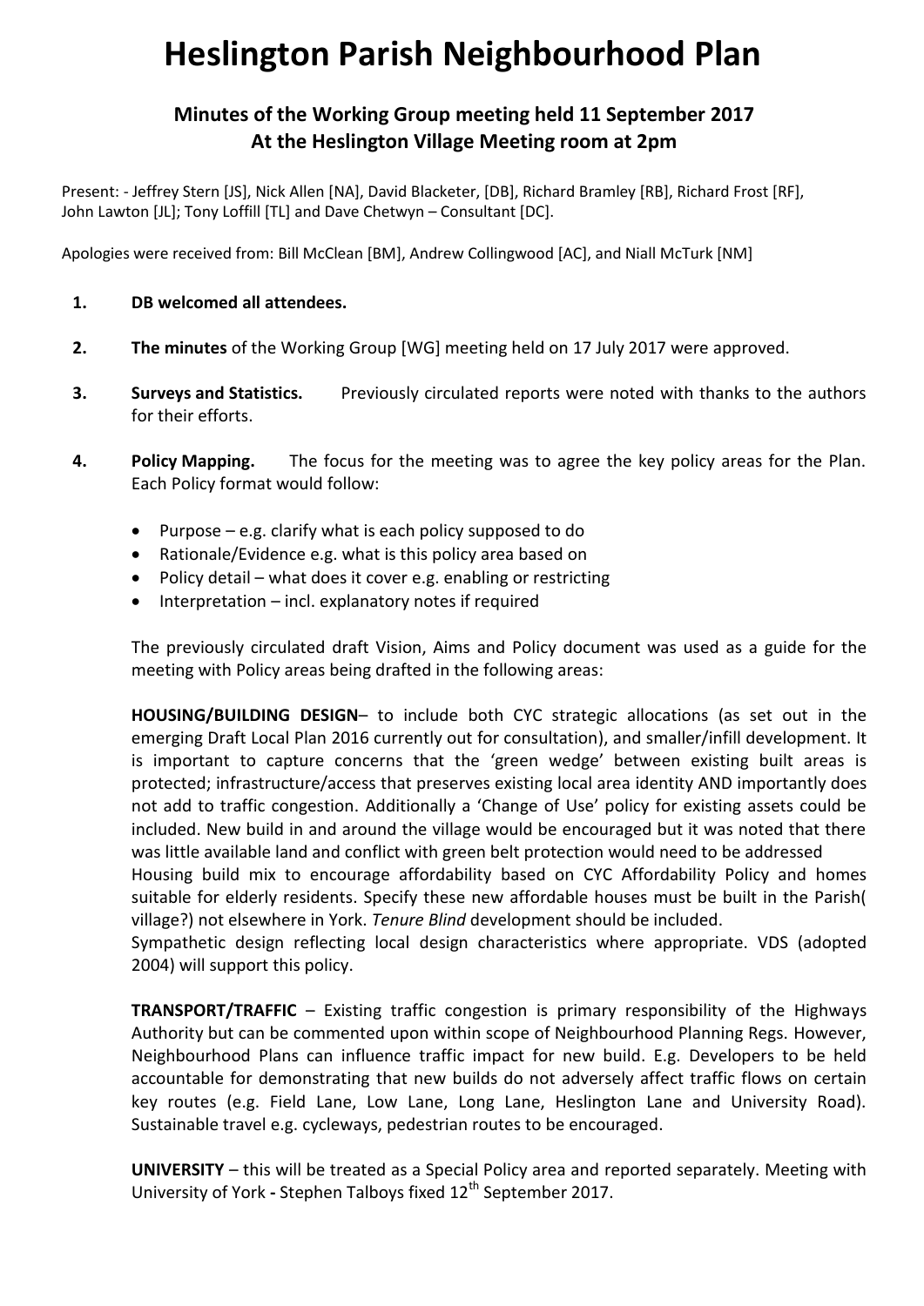# Heslington Parish Neighbourhood Plan

## Minutes of the Working Group meeting held 11 September 2017
## At the Heslington Village Meeting room at 2pm

Present: - Jeffrey Stern [JS], Nick Allen [NA], David Blacketer, [DB], Richard Bramley [RB], Richard Frost [RF], John Lawton [JL]; Tony Loffill [TL] and Dave Chetwyn – Consultant [DC].

Apologies were received from: Bill McClean [BM], Andrew Collingwood [AC], and Niall McTurk [NM]

1. **DB welcomed all attendees.**

2. **The minutes** of the Working Group [WG] meeting held on 17 July 2017 were approved.

3. **Surveys and Statistics.** Previously circulated reports were noted with thanks to the authors for their efforts.

4. **Policy Mapping.** The focus for the meeting was to agree the key policy areas for the Plan. Each Policy format would follow:

   - Purpose – e.g. clarify what is each policy supposed to do
   - Rationale/Evidence e.g. what is this policy area based on
   - Policy detail – what does it cover e.g. enabling or restricting
   - Interpretation – incl. explanatory notes if required

   The previously circulated draft Vision, Aims and Policy document was used as a guide for the meeting with Policy areas being drafted in the following areas:

   **HOUSING/BUILDING DESIGN**– to include both CYC strategic allocations (as set out in the emerging Draft Local Plan 2016 currently out for consultation), and smaller/infill development. It is important to capture concerns that the 'green wedge' between existing built areas is protected; infrastructure/access that preserves existing local area identity AND importantly does not add to traffic congestion. Additionally a 'Change of Use' policy for existing assets could be included. New build in and around the village would be encouraged but it was noted that there was little available land and conflict with green belt protection would need to be addressed
   Housing build mix to encourage affordability based on CYC Affordability Policy and homes suitable for elderly residents. Specify these new affordable houses must be built in the Parish( village?) not elsewhere in York. *Tenure Blind* development should be included.
   Sympathetic design reflecting local design characteristics where appropriate. VDS (adopted 2004) will support this policy.

   **TRANSPORT/TRAFFIC** – Existing traffic congestion is primary responsibility of the Highways Authority but can be commented upon within scope of Neighbourhood Planning Regs. However, Neighbourhood Plans can influence traffic impact for new build. E.g. Developers to be held accountable for demonstrating that new builds do not adversely affect traffic flows on certain key routes (e.g. Field Lane, Low Lane, Long Lane, Heslington Lane and University Road). Sustainable travel e.g. cycleways, pedestrian routes to be encouraged.

   **UNIVERSITY** – this will be treated as a Special Policy area and reported separately. Meeting with University of York **-** Stephen Talboys fixed 12th September 2017.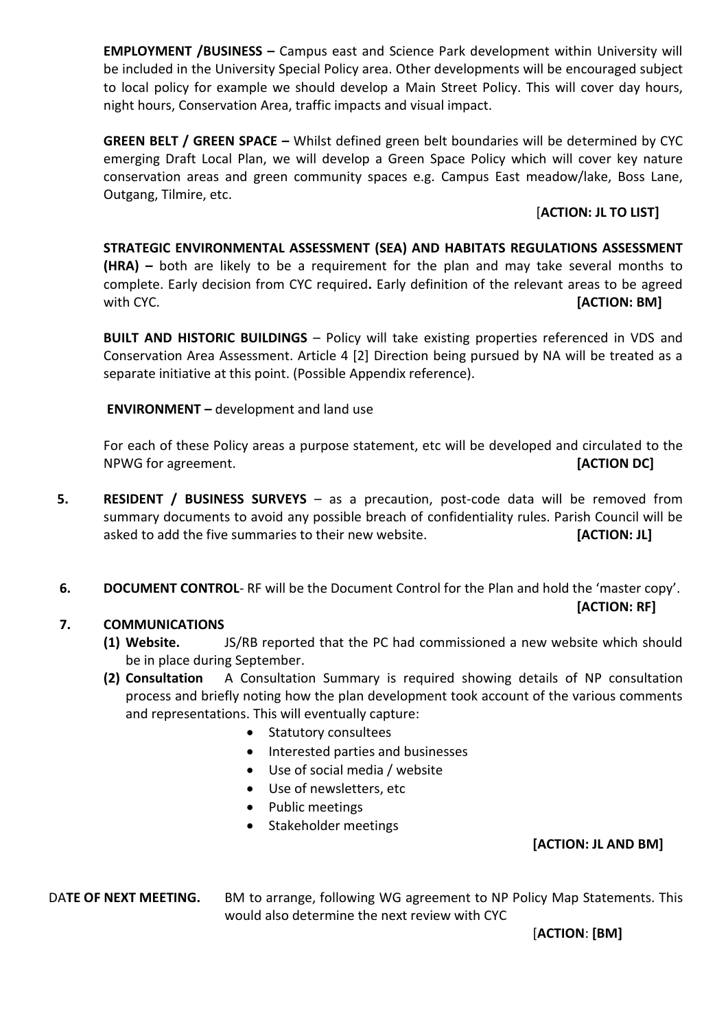**EMPLOYMENT /BUSINESS –** Campus east and Science Park development within University will be included in the University Special Policy area. Other developments will be encouraged subject to local policy for example we should develop a Main Street Policy. This will cover day hours, night hours, Conservation Area, traffic impacts and visual impact.

**GREEN BELT / GREEN SPACE –** Whilst defined green belt boundaries will be determined by CYC emerging Draft Local Plan, we will develop a Green Space Policy which will cover key nature conservation areas and green community spaces e.g. Campus East meadow/lake, Boss Lane, Outgang, Tilmire, etc.

[**ACTION: JL TO LIST]**

**STRATEGIC ENVIRONMENTAL ASSESSMENT (SEA) AND HABITATS REGULATIONS ASSESSMENT (HRA) –** both are likely to be a requirement for the plan and may take several months to complete. Early decision from CYC required**.** Early definition of the relevant areas to be agreed with CYC. **[ACTION: BM]**

**BUILT AND HISTORIC BUILDINGS** – Policy will take existing properties referenced in VDS and Conservation Area Assessment. Article 4 [2] Direction being pursued by NA will be treated as a separate initiative at this point. (Possible Appendix reference).

**ENVIRONMENT –** development and land use

For each of these Policy areas a purpose statement, etc will be developed and circulated to the NPWG for agreement. **[ACTION DC]**

**5. RESIDENT / BUSINESS SURVEYS** – as a precaution, post-code data will be removed from summary documents to avoid any possible breach of confidentiality rules. Parish Council will be asked to add the five summaries to their new website. **[ACTION: JL]**

**6. DOCUMENT CONTROL**- RF will be the Document Control for the Plan and hold the 'master copy'. **[ACTION: RF]**

**7. COMMUNICATIONS**

**(1) Website.** JS/RB reported that the PC had commissioned a new website which should be in place during September.

**(2) Consultation** A Consultation Summary is required showing details of NP consultation process and briefly noting how the plan development took account of the various comments and representations. This will eventually capture:

- Statutory consultees
- Interested parties and businesses
- Use of social media / website
- Use of newsletters, etc
- Public meetings
- Stakeholder meetings

**[ACTION: JL AND BM]**

DA**TE OF NEXT MEETING.** BM to arrange, following WG agreement to NP Policy Map Statements. This would also determine the next review with CYC

[**ACTION**: **[BM]**